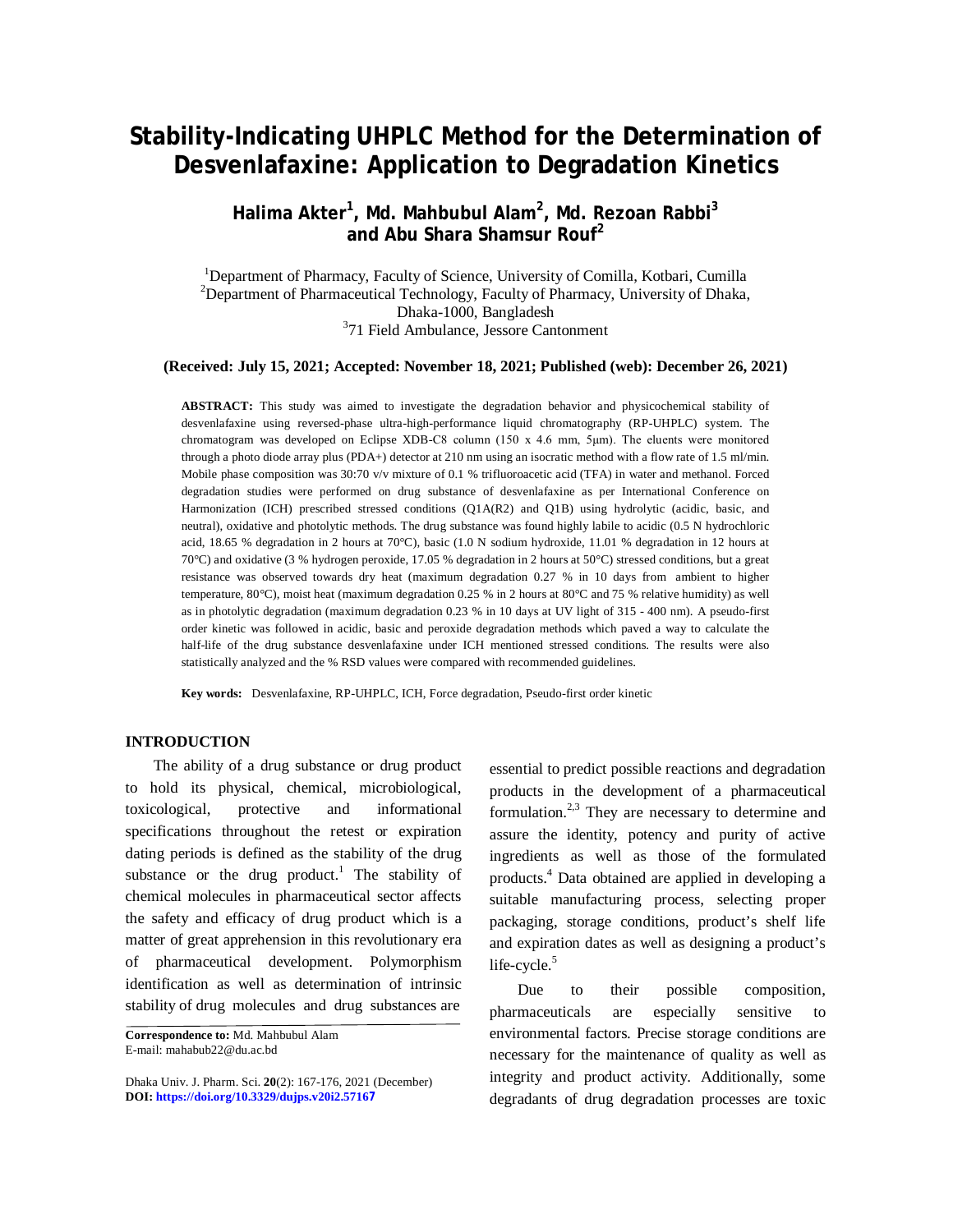# Stability-Indicating UHPLC Method for the Determination of Desvenlafaxine: Application to Degradation Kinetics

**Halima Akter[1], Md. Mahbubul Alam[2], Md. Rezoan Rabbi[3] and Abu Shara Shamsur Rouf[2]**

[1]Department of Pharmacy, Faculty of Science, University of Comilla, Kotbari, Cumilla
[2]Department of Pharmaceutical Technology, Faculty of Pharmacy, University of Dhaka, Dhaka-1000, Bangladesh
[3]71 Field Ambulance, Jessore Cantonment

**(Received: July 15, 2021; Accepted: November 18, 2021; Published (web): December 26, 2021)**

**ABSTRACT:** This study was aimed to investigate the degradation behavior and physicochemical stability of desvenlafaxine using reversed-phase ultra-high-performance liquid chromatography (RP-UHPLC) system. The chromatogram was developed on Eclipse XDB-C8 column (150 x 4.6 mm, 5μm). The eluents were monitored through a photo diode array plus (PDA+) detector at 210 nm using an isocratic method with a flow rate of 1.5 ml/min. Mobile phase composition was 30:70 v/v mixture of 0.1 % trifluoroacetic acid (TFA) in water and methanol. Forced degradation studies were performed on drug substance of desvenlafaxine as per International Conference on Harmonization (ICH) prescribed stressed conditions (Q1A(R2) and Q1B) using hydrolytic (acidic, basic, and neutral), oxidative and photolytic methods. The drug substance was found highly labile to acidic (0.5 N hydrochloric acid, 18.65 % degradation in 2 hours at 70°C), basic (1.0 N sodium hydroxide, 11.01 % degradation in 12 hours at 70°C) and oxidative (3 % hydrogen peroxide, 17.05 % degradation in 2 hours at 50°C) stressed conditions, but a great resistance was observed towards dry heat (maximum degradation 0.27 % in 10 days from ambient to higher temperature, 80°C), moist heat (maximum degradation 0.25 % in 2 hours at 80°C and 75 % relative humidity) as well as in photolytic degradation (maximum degradation 0.23 % in 10 days at UV light of 315 - 400 nm). A pseudo-first order kinetic was followed in acidic, basic and peroxide degradation methods which paved a way to calculate the half-life of the drug substance desvenlafaxine under ICH mentioned stressed conditions. The results were also statistically analyzed and the % RSD values were compared with recommended guidelines.

**Key words:** Desvenlafaxine, RP-UHPLC, ICH, Force degradation, Pseudo-first order kinetic

## INTRODUCTION

The ability of a drug substance or drug product to hold its physical, chemical, microbiological, toxicological, protective and informational specifications throughout the retest or expiration dating periods is defined as the stability of the drug substance or the drug product.[1] The stability of chemical molecules in pharmaceutical sector affects the safety and efficacy of drug product which is a matter of great apprehension in this revolutionary era of pharmaceutical development. Polymorphism identification as well as determination of intrinsic stability of drug molecules and drug substances are essential to predict possible reactions and degradation products in the development of a pharmaceutical formulation.[2,3] They are necessary to determine and assure the identity, potency and purity of active ingredients as well as those of the formulated products.[4] Data obtained are applied in developing a suitable manufacturing process, selecting proper packaging, storage conditions, product's shelf life and expiration dates as well as designing a product's life-cycle.[5]

Due to their possible composition, pharmaceuticals are especially sensitive to environmental factors. Precise storage conditions are necessary for the maintenance of quality as well as integrity and product activity. Additionally, some degradants of drug degradation processes are toxic

**Correspondence to:** Md. Mahbubul Alam
E-mail: mahabub22@du.ac.bd

Dhaka Univ. J. Pharm. Sci. **20**(2): 167-176, 2021 (December)
**DOI: https://doi.org/10.3329/dujps.v20i2.57167**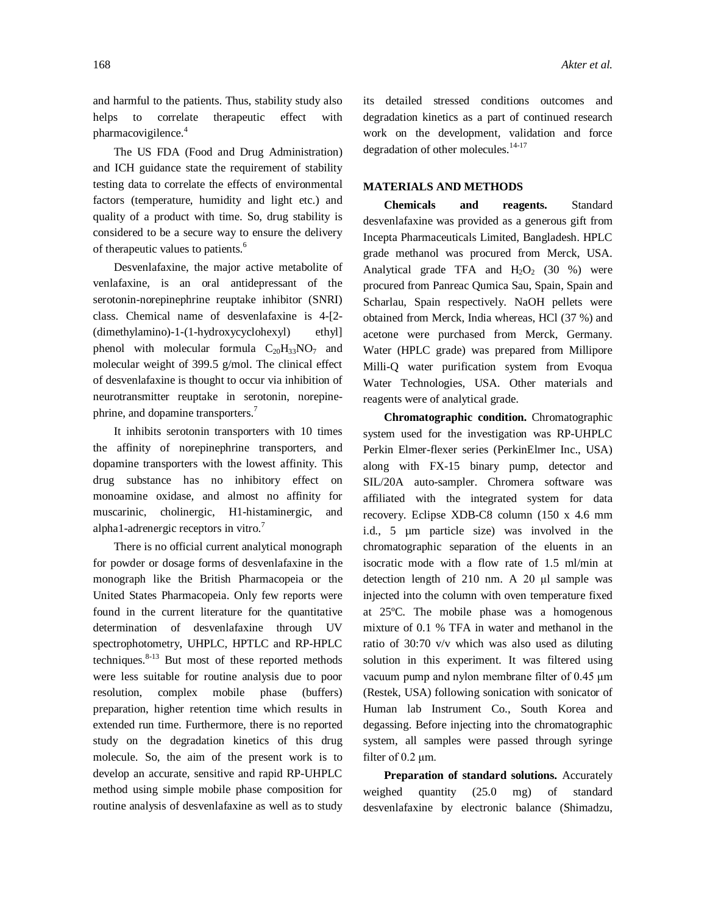and harmful to the patients. Thus, stability study also helps to correlate therapeutic effect with pharmacovigilence.[4]

The US FDA (Food and Drug Administration) and ICH guidance state the requirement of stability testing data to correlate the effects of environmental factors (temperature, humidity and light etc.) and quality of a product with time. So, drug stability is considered to be a secure way to ensure the delivery of therapeutic values to patients.[6]

Desvenlafaxine, the major active metabolite of venlafaxine, is an oral antidepressant of the serotonin-norepinephrine reuptake inhibitor (SNRI) class. Chemical name of desvenlafaxine is 4-[2-(dimethylamino)-1-(1-hydroxycyclohexyl) ethyl] phenol with molecular formula $C_{20}H_{33}NO_7$ and molecular weight of 399.5 g/mol. The clinical effect of desvenlafaxine is thought to occur via inhibition of neurotransmitter reuptake in serotonin, norepinephrine, and dopamine transporters.[7]

It inhibits serotonin transporters with 10 times the affinity of norepinephrine transporters, and dopamine transporters with the lowest affinity. This drug substance has no inhibitory effect on monoamine oxidase, and almost no affinity for muscarinic, cholinergic, H1-histaminergic, and alpha1-adrenergic receptors in vitro.[7]

There is no official current analytical monograph for powder or dosage forms of desvenlafaxine in the monograph like the British Pharmacopeia or the United States Pharmacopeia. Only few reports were found in the current literature for the quantitative determination of desvenlafaxine through UV spectrophotometry, UHPLC, HPTLC and RP-HPLC techniques.[8-13] But most of these reported methods were less suitable for routine analysis due to poor resolution, complex mobile phase (buffers) preparation, higher retention time which results in extended run time. Furthermore, there is no reported study on the degradation kinetics of this drug molecule. So, the aim of the present work is to develop an accurate, sensitive and rapid RP-UHPLC method using simple mobile phase composition for routine analysis of desvenlafaxine as well as to study its detailed stressed conditions outcomes and degradation kinetics as a part of continued research work on the development, validation and force degradation of other molecules.[14-17]

## MATERIALS AND METHODS

**Chemicals and reagents.** Standard desvenlafaxine was provided as a generous gift from Incepta Pharmaceuticals Limited, Bangladesh. HPLC grade methanol was procured from Merck, USA. Analytical grade TFA and $H_2O_2$ (30 %) were procured from Panreac Qumica Sau, Spain, Spain and Scharlau, Spain respectively. NaOH pellets were obtained from Merck, India whereas, HCl (37 %) and acetone were purchased from Merck, Germany. Water (HPLC grade) was prepared from Millipore Milli-Q water purification system from Evoqua Water Technologies, USA. Other materials and reagents were of analytical grade.

**Chromatographic condition.** Chromatographic system used for the investigation was RP-UHPLC Perkin Elmer-flexer series (PerkinElmer Inc., USA) along with FX-15 binary pump, detector and SIL/20A auto-sampler. Chromera software was affiliated with the integrated system for data recovery. Eclipse XDB-C8 column (150 x 4.6 mm i.d., 5 μm particle size) was involved in the chromatographic separation of the eluents in an isocratic mode with a flow rate of 1.5 ml/min at detection length of 210 nm. A 20 μl sample was injected into the column with oven temperature fixed at 25ºC. The mobile phase was a homogenous mixture of 0.1 % TFA in water and methanol in the ratio of 30:70 v/v which was also used as diluting solution in this experiment. It was filtered using vacuum pump and nylon membrane filter of 0.45 μm (Restek, USA) following sonication with sonicator of Human lab Instrument Co., South Korea and degassing. Before injecting into the chromatographic system, all samples were passed through syringe filter of 0.2 μm.

**Preparation of standard solutions.** Accurately weighed quantity (25.0 mg) of standard desvenlafaxine by electronic balance (Shimadzu,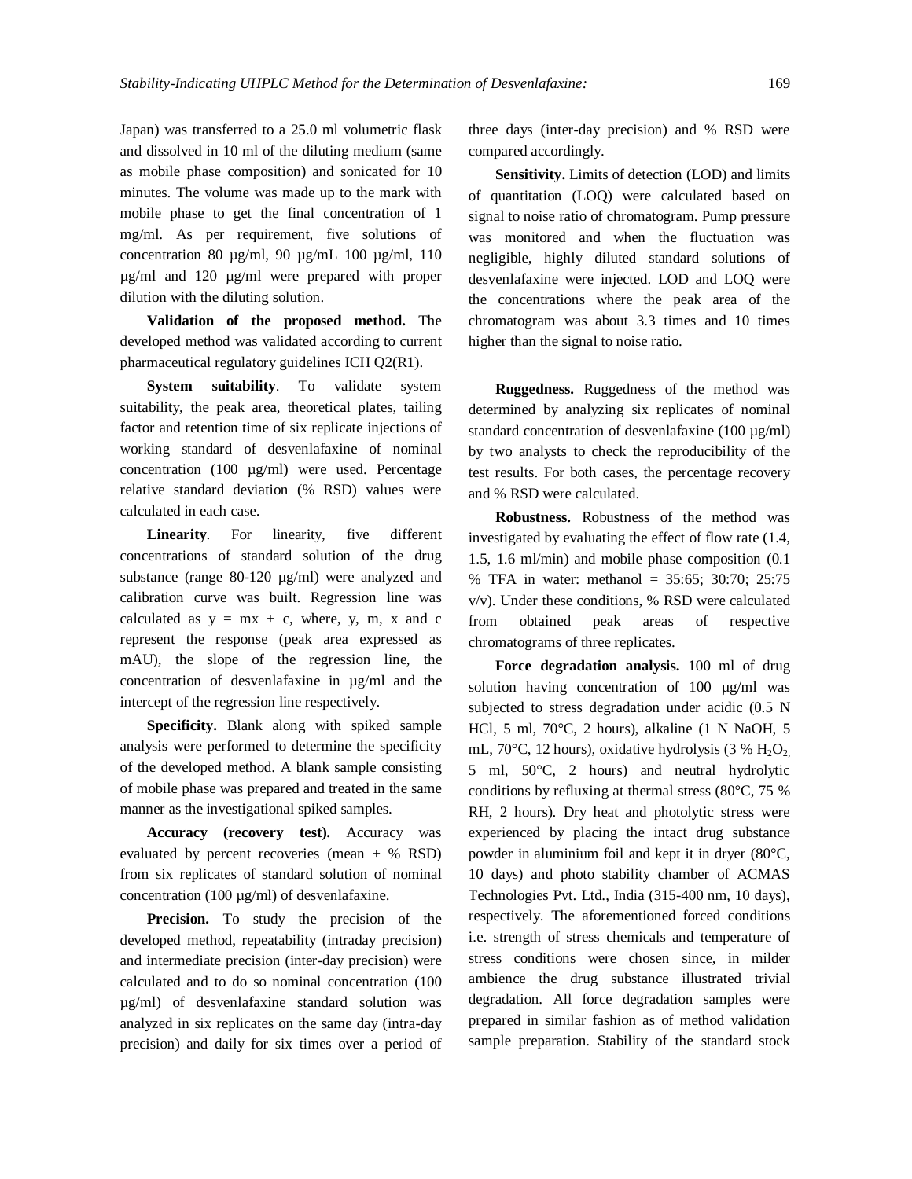Japan) was transferred to a 25.0 ml volumetric flask and dissolved in 10 ml of the diluting medium (same as mobile phase composition) and sonicated for 10 minutes. The volume was made up to the mark with mobile phase to get the final concentration of 1 mg/ml. As per requirement, five solutions of concentration 80 µg/ml, 90 µg/mL 100 µg/ml, 110 µg/ml and 120 µg/ml were prepared with proper dilution with the diluting solution.

**Validation of the proposed method.** The developed method was validated according to current pharmaceutical regulatory guidelines ICH Q2(R1).

**System suitability**. To validate system suitability, the peak area, theoretical plates, tailing factor and retention time of six replicate injections of working standard of desvenlafaxine of nominal concentration (100 µg/ml) were used. Percentage relative standard deviation (% RSD) values were calculated in each case.

**Linearity**. For linearity, five different concentrations of standard solution of the drug substance (range 80-120 µg/ml) were analyzed and calibration curve was built. Regression line was calculated as $y = mx + c$, where, y, m, x and c represent the response (peak area expressed as mAU), the slope of the regression line, the concentration of desvenlafaxine in µg/ml and the intercept of the regression line respectively.

**Specificity.** Blank along with spiked sample analysis were performed to determine the specificity of the developed method. A blank sample consisting of mobile phase was prepared and treated in the same manner as the investigational spiked samples.

**Accuracy (recovery test).** Accuracy was evaluated by percent recoveries (mean ± % RSD) from six replicates of standard solution of nominal concentration (100 µg/ml) of desvenlafaxine.

**Precision.** To study the precision of the developed method, repeatability (intraday precision) and intermediate precision (inter-day precision) were calculated and to do so nominal concentration (100 µg/ml) of desvenlafaxine standard solution was analyzed in six replicates on the same day (intra-day precision) and daily for six times over a period of three days (inter-day precision) and % RSD were compared accordingly.

**Sensitivity.** Limits of detection (LOD) and limits of quantitation (LOQ) were calculated based on signal to noise ratio of chromatogram. Pump pressure was monitored and when the fluctuation was negligible, highly diluted standard solutions of desvenlafaxine were injected. LOD and LOQ were the concentrations where the peak area of the chromatogram was about 3.3 times and 10 times higher than the signal to noise ratio.

**Ruggedness.** Ruggedness of the method was determined by analyzing six replicates of nominal standard concentration of desvenlafaxine (100 µg/ml) by two analysts to check the reproducibility of the test results. For both cases, the percentage recovery and % RSD were calculated.

**Robustness.** Robustness of the method was investigated by evaluating the effect of flow rate (1.4, 1.5, 1.6 ml/min) and mobile phase composition (0.1 % TFA in water: methanol = 35:65; 30:70; 25:75 v/v). Under these conditions, % RSD were calculated from obtained peak areas of respective chromatograms of three replicates.

**Force degradation analysis.** 100 ml of drug solution having concentration of 100 µg/ml was subjected to stress degradation under acidic (0.5 N HCl, 5 ml, 70°C, 2 hours), alkaline (1 N NaOH, 5 mL, 70°C, 12 hours), oxidative hydrolysis (3 % $H_2O_2$, 5 ml, 50°C, 2 hours) and neutral hydrolytic conditions by refluxing at thermal stress (80°C, 75 % RH, 2 hours). Dry heat and photolytic stress were experienced by placing the intact drug substance powder in aluminium foil and kept it in dryer (80°C, 10 days) and photo stability chamber of ACMAS Technologies Pvt. Ltd., India (315-400 nm, 10 days), respectively. The aforementioned forced conditions i.e. strength of stress chemicals and temperature of stress conditions were chosen since, in milder ambience the drug substance illustrated trivial degradation. All force degradation samples were prepared in similar fashion as of method validation sample preparation. Stability of the standard stock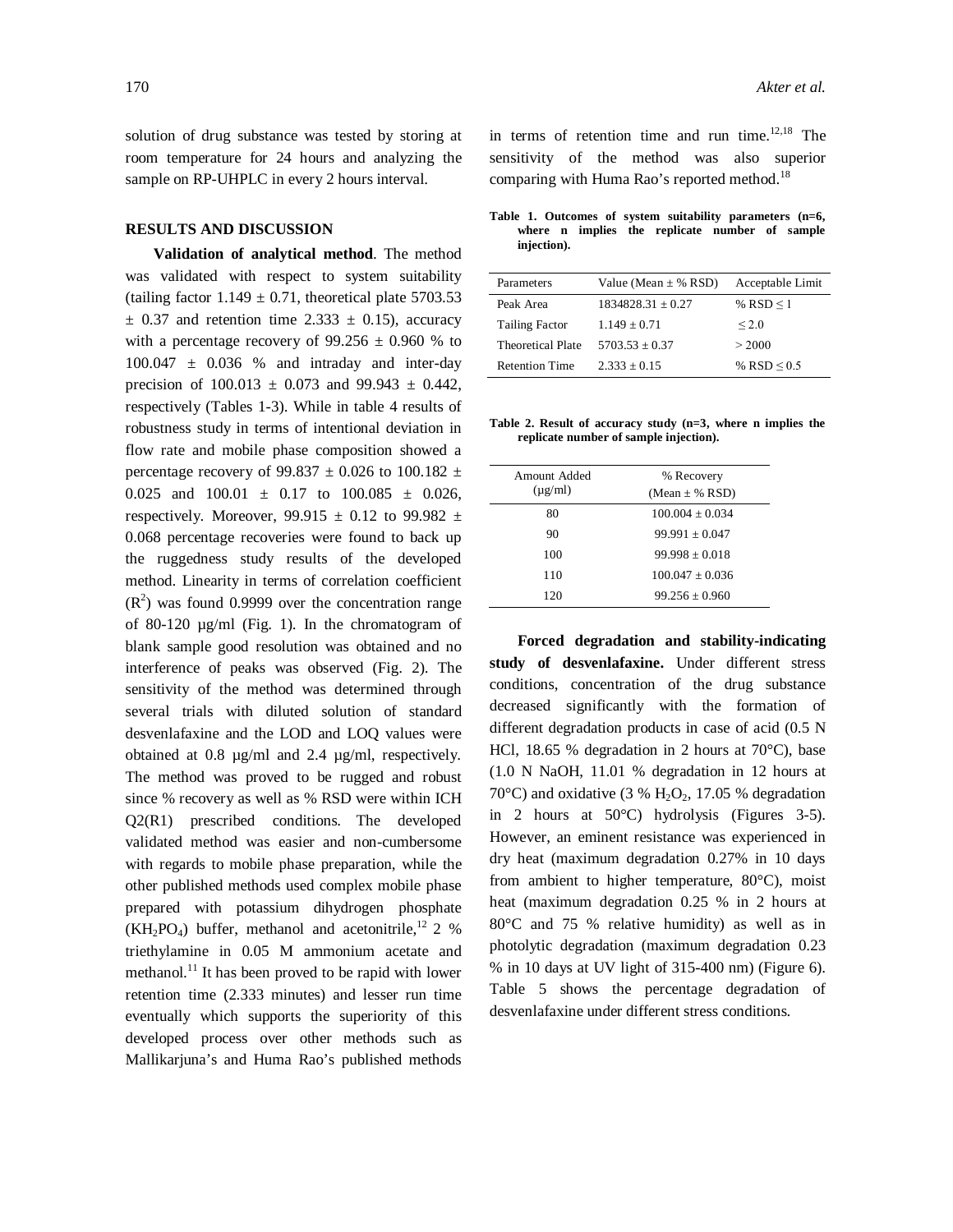solution of drug substance was tested by storing at room temperature for 24 hours and analyzing the sample on RP-UHPLC in every 2 hours interval.

## RESULTS AND DISCUSSION

**Validation of analytical method**. The method was validated with respect to system suitability (tailing factor $1.149 \pm 0.71$, theoretical plate $5703.53 \pm 0.37$ and retention time $2.333 \pm 0.15$), accuracy with a percentage recovery of $99.256 \pm 0.960$ % to $100.047 \pm 0.036$ % and intraday and inter-day precision of $100.013 \pm 0.073$ and $99.943 \pm 0.442$, respectively (Tables 1-3). While in table 4 results of robustness study in terms of intentional deviation in flow rate and mobile phase composition showed a percentage recovery of $99.837 \pm 0.026$ to $100.182 \pm 0.025$ and $100.01 \pm 0.17$ to $100.085 \pm 0.026$, respectively. Moreover, $99.915 \pm 0.12$ to $99.982 \pm 0.068$ percentage recoveries were found to back up the ruggedness study results of the developed method. Linearity in terms of correlation coefficient ($R^2$) was found 0.9999 over the concentration range of 80-120 µg/ml (Fig. 1). In the chromatogram of blank sample good resolution was obtained and no interference of peaks was observed (Fig. 2). The sensitivity of the method was determined through several trials with diluted solution of standard desvenlafaxine and the LOD and LOQ values were obtained at 0.8 µg/ml and 2.4 µg/ml, respectively. The method was proved to be rugged and robust since % recovery as well as % RSD were within ICH Q2(R1) prescribed conditions. The developed validated method was easier and non-cumbersome with regards to mobile phase preparation, while the other published methods used complex mobile phase prepared with potassium dihydrogen phosphate ($KH_2PO_4$) buffer, methanol and acetonitrile,[12] 2 % triethylamine in 0.05 M ammonium acetate and methanol.[11] It has been proved to be rapid with lower retention time (2.333 minutes) and lesser run time eventually which supports the superiority of this developed process over other methods such as Mallikarjuna's and Huma Rao's published methods in terms of retention time and run time.[12,18] The sensitivity of the method was also superior comparing with Huma Rao's reported method.[18]

**Table 1. Outcomes of system suitability parameters (n=6, where n implies the replicate number of sample injection).**

| Parameters | Value (Mean ± % RSD) | Acceptable Limit |
|---|---|---|
| Peak Area | $1834828.31 \pm 0.27$ | % RSD ≤ 1 |
| Tailing Factor | $1.149 \pm 0.71$ | ≤ 2.0 |
| Theoretical Plate | $5703.53 \pm 0.37$ | > 2000 |
| Retention Time | $2.333 \pm 0.15$ | % RSD ≤ 0.5 |

**Table 2. Result of accuracy study (n=3, where n implies the replicate number of sample injection).**

| Amount Added (µg/ml) | % Recovery (Mean ± % RSD) |
|---|---|
| 80 | $100.004 \pm 0.034$ |
| 90 | $99.991 \pm 0.047$ |
| 100 | $99.998 \pm 0.018$ |
| 110 | $100.047 \pm 0.036$ |
| 120 | $99.256 \pm 0.960$ |

**Forced degradation and stability-indicating study of desvenlafaxine.** Under different stress conditions, concentration of the drug substance decreased significantly with the formation of different degradation products in case of acid (0.5 N HCl, 18.65 % degradation in 2 hours at 70°C), base (1.0 N NaOH, 11.01 % degradation in 12 hours at 70°C) and oxidative (3 % $H_2O_2$, 17.05 % degradation in 2 hours at 50°C) hydrolysis (Figures 3-5). However, an eminent resistance was experienced in dry heat (maximum degradation 0.27% in 10 days from ambient to higher temperature, 80°C), moist heat (maximum degradation 0.25 % in 2 hours at 80°C and 75 % relative humidity) as well as in photolytic degradation (maximum degradation 0.23 % in 10 days at UV light of 315-400 nm) (Figure 6). Table 5 shows the percentage degradation of desvenlafaxine under different stress conditions.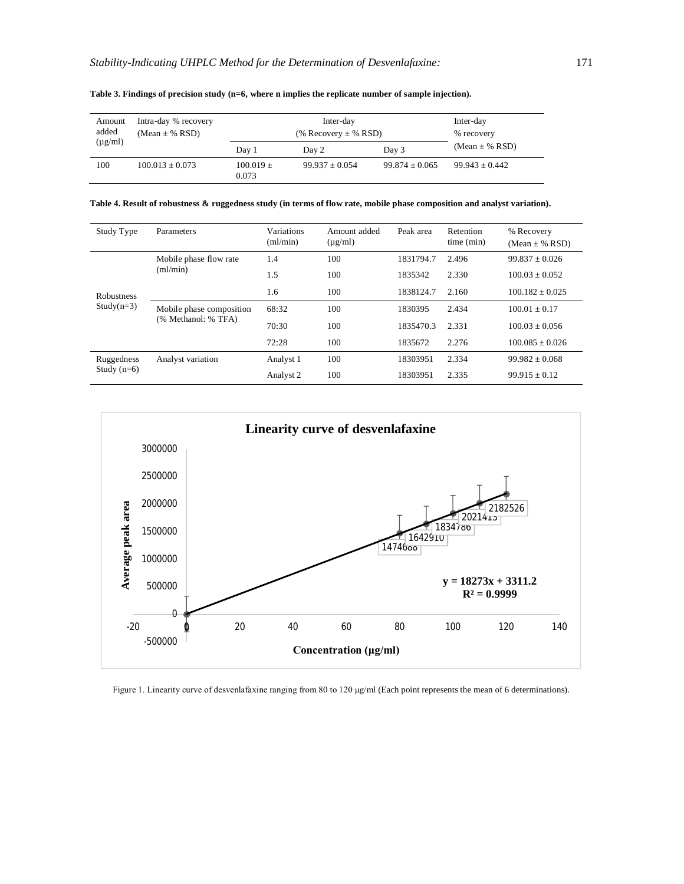**Table 3. Findings of precision study (n=6, where n implies the replicate number of sample injection).**

| Amount added (µg/ml) | Intra-day % recovery (Mean ± % RSD) | Inter-day (% Recovery ± % RSD) | | | Inter-day % recovery (Mean ± % RSD) |
|---|---|---|---|---|---|
| | | Day 1 | Day 2 | Day 3 | |
| 100 | 100.013 ± 0.073 | 100.019 ± 0.073 | 99.937 ± 0.054 | 99.874 ± 0.065 | 99.943 ± 0.442 |

**Table 4. Result of robustness & ruggedness study (in terms of flow rate, mobile phase composition and analyst variation).**

| Study Type | Parameters | Variations (ml/min) | Amount added (µg/ml) | Peak area | Retention time (min) | % Recovery (Mean ± % RSD) |
|---|---|---|---|---|---|---|
| Robustness Study(n=3) | Mobile phase flow rate (ml/min) | 1.4 | 100 | 1831794.7 | 2.496 | 99.837 ± 0.026 |
| | | 1.5 | 100 | 1835342 | 2.330 | 100.03 ± 0.052 |
| | | 1.6 | 100 | 1838124.7 | 2.160 | 100.182 ± 0.025 |
| | Mobile phase composition (% Methanol: % TFA) | 68:32 | 100 | 1830395 | 2.434 | 100.01 ± 0.17 |
| | | 70:30 | 100 | 1835470.3 | 2.331 | 100.03 ± 0.056 |
| | | 72:28 | 100 | 1835672 | 2.276 | 100.085 ± 0.026 |
| Ruggedness Study (n=6) | Analyst variation | Analyst 1 | 100 | 18303951 | 2.334 | 99.982 ± 0.068 |
| | | Analyst 2 | 100 | 18303951 | 2.335 | 99.915 ± 0.12 |

**Linearity curve of desvenlafaxine**

$y = 18273x + 3311.2$
$R^2 = 0.9999$

Data labels: 1474688, 1642910, 1834786, 2021413, 2182526

Average peak area vs. Concentration (µg/ml)

Figure 1. Linearity curve of desvenlafaxine ranging from 80 to 120 µg/ml (Each point represents the mean of 6 determinations).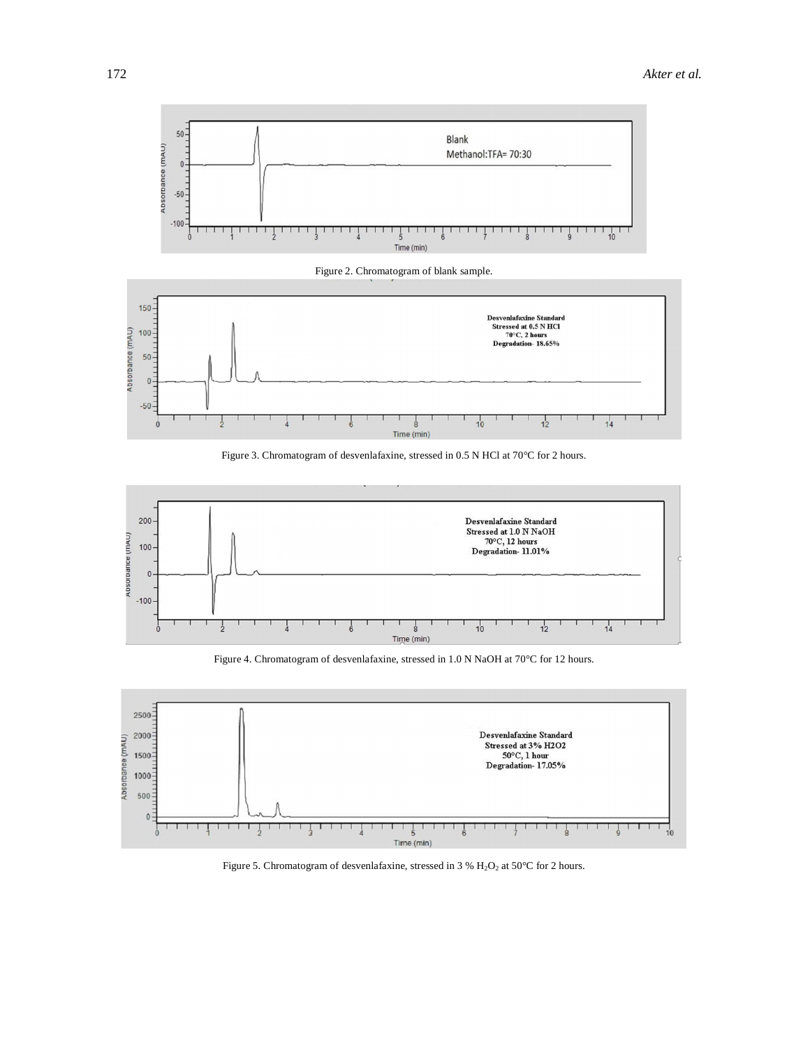Figure 2. Chromatogram of blank sample.

Figure 3. Chromatogram of desvenlafaxine, stressed in 0.5 N HCl at 70°C for 2 hours.

Figure 4. Chromatogram of desvenlafaxine, stressed in 1.0 N NaOH at 70°C for 12 hours.

Figure 5. Chromatogram of desvenlafaxine, stressed in 3 % $H_2O_2$ at 50°C for 2 hours.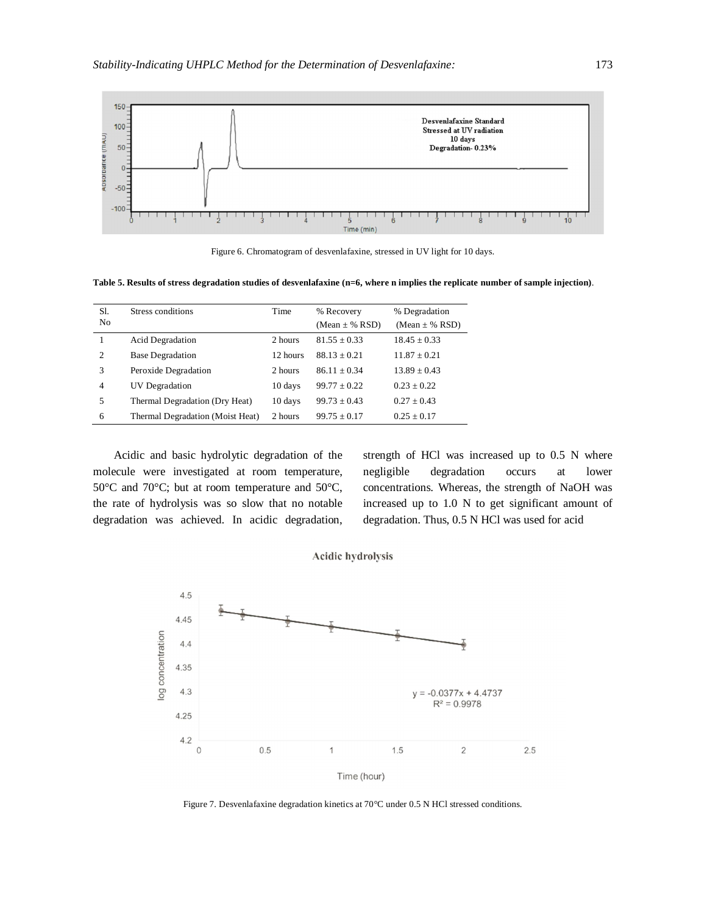Figure 6. Chromatogram of desvenlafaxine, stressed in UV light for 10 days.

**Table 5. Results of stress degradation studies of desvenlafaxine (n=6, where n implies the replicate number of sample injection)**.

| Sl. No | Stress conditions | Time | % Recovery (Mean ± % RSD) | % Degradation (Mean ± % RSD) |
|---|---|---|---|---|
| 1 | Acid Degradation | 2 hours | 81.55 ± 0.33 | 18.45 ± 0.33 |
| 2 | Base Degradation | 12 hours | 88.13 ± 0.21 | 11.87 ± 0.21 |
| 3 | Peroxide Degradation | 2 hours | 86.11 ± 0.34 | 13.89 ± 0.43 |
| 4 | UV Degradation | 10 days | 99.77 ± 0.22 | 0.23 ± 0.22 |
| 5 | Thermal Degradation (Dry Heat) | 10 days | 99.73 ± 0.43 | 0.27 ± 0.43 |
| 6 | Thermal Degradation (Moist Heat) | 2 hours | 99.75 ± 0.17 | 0.25 ± 0.17 |

Acidic and basic hydrolytic degradation of the molecule were investigated at room temperature, 50°C and 70°C; but at room temperature and 50°C, the rate of hydrolysis was so slow that no notable degradation was achieved. In acidic degradation, strength of HCl was increased up to 0.5 N where negligible degradation occurs at lower concentrations. Whereas, the strength of NaOH was increased up to 1.0 N to get significant amount of degradation. Thus, 0.5 N HCl was used for acid

Figure 7. Desvenlafaxine degradation kinetics at 70°C under 0.5 N HCl stressed conditions.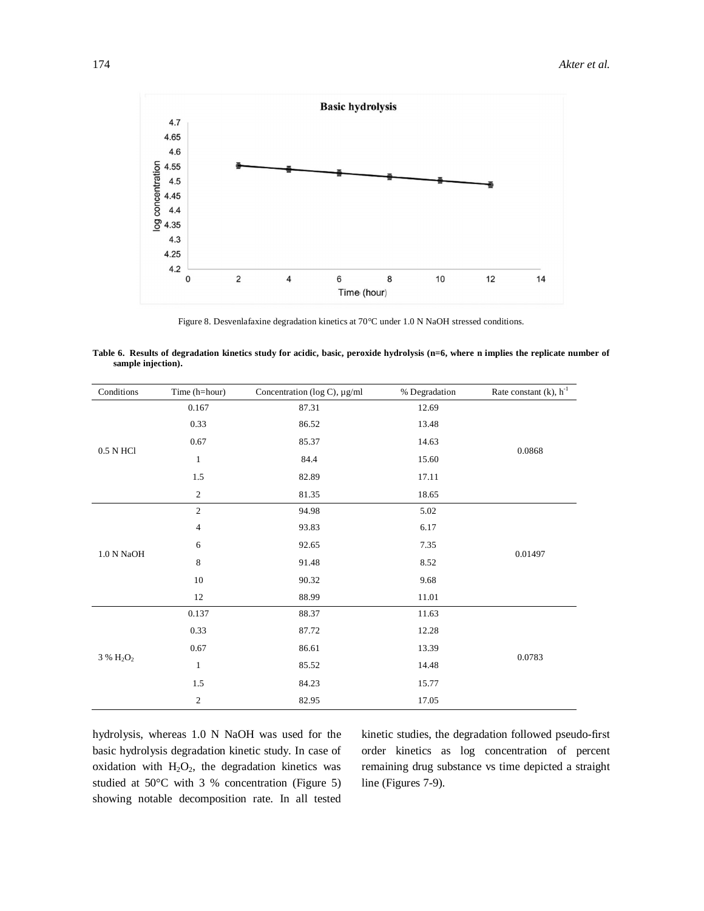Figure 8. Desvenlafaxine degradation kinetics at 70°C under 1.0 N NaOH stressed conditions.

**Table 6. Results of degradation kinetics study for acidic, basic, peroxide hydrolysis (n=6, where n implies the replicate number of sample injection).**

| Conditions | Time (h=hour) | Concentration (log C), µg/ml | % Degradation | Rate constant (k), $h^{-1}$ |
|---|---|---|---|---|
| 0.5 N HCl | 0.167 | 87.31 | 12.69 | 0.0868 |
| | 0.33 | 86.52 | 13.48 | |
| | 0.67 | 85.37 | 14.63 | |
| | 1 | 84.4 | 15.60 | |
| | 1.5 | 82.89 | 17.11 | |
| | 2 | 81.35 | 18.65 | |
| 1.0 N NaOH | 2 | 94.98 | 5.02 | 0.01497 |
| | 4 | 93.83 | 6.17 | |
| | 6 | 92.65 | 7.35 | |
| | 8 | 91.48 | 8.52 | |
| | 10 | 90.32 | 9.68 | |
| | 12 | 88.99 | 11.01 | |
| 3 % $H_2O_2$ | 0.137 | 88.37 | 11.63 | 0.0783 |
| | 0.33 | 87.72 | 12.28 | |
| | 0.67 | 86.61 | 13.39 | |
| | 1 | 85.52 | 14.48 | |
| | 1.5 | 84.23 | 15.77 | |
| | 2 | 82.95 | 17.05 | |

hydrolysis, whereas 1.0 N NaOH was used for the basic hydrolysis degradation kinetic study. In case of oxidation with $H_2O_2$, the degradation kinetics was studied at 50°C with 3 % concentration (Figure 5) showing notable decomposition rate. In all tested kinetic studies, the degradation followed pseudo-first order kinetics as log concentration of percent remaining drug substance vs time depicted a straight line (Figures 7-9).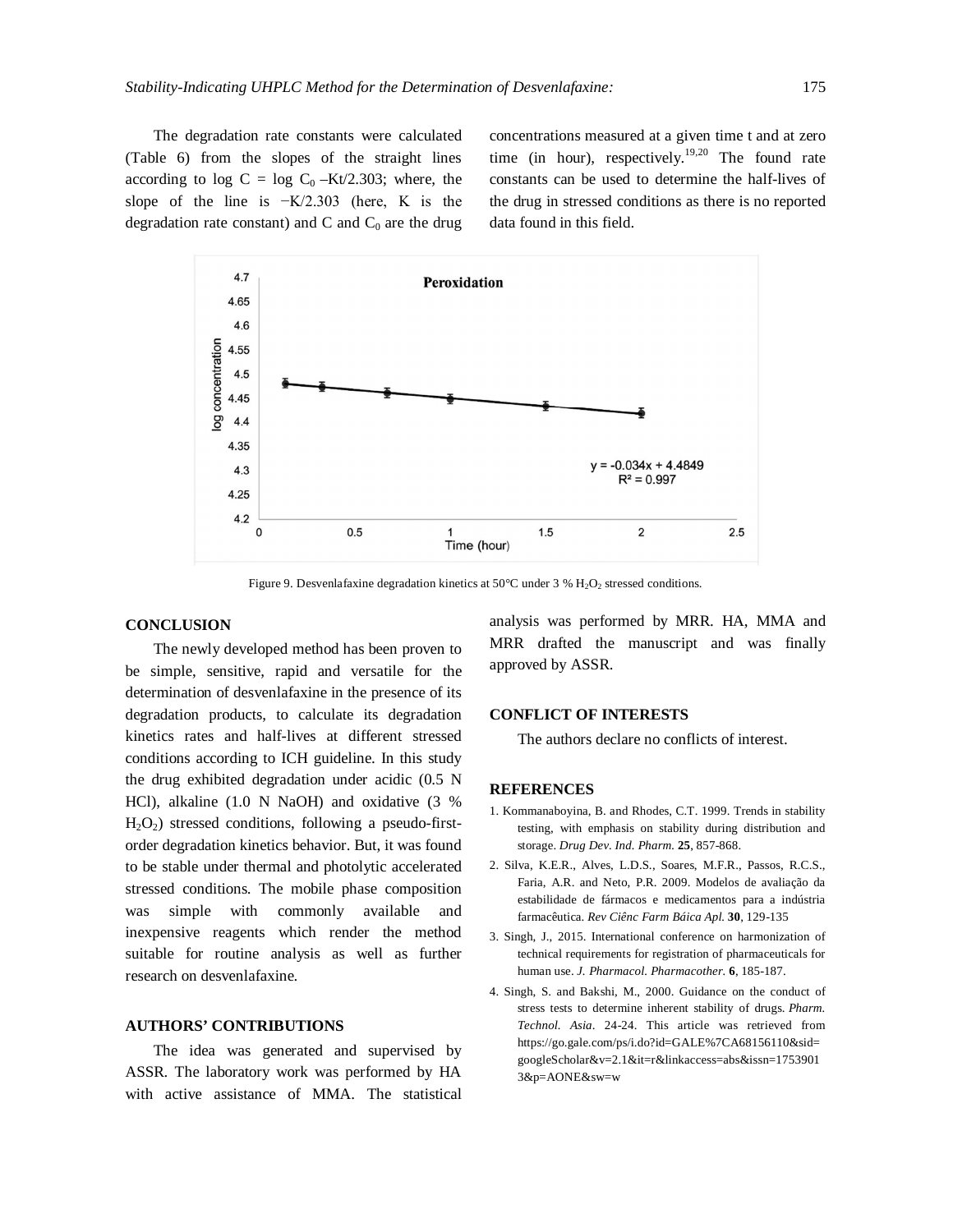The degradation rate constants were calculated (Table 6) from the slopes of the straight lines according to log C = log $C_0$ –Kt/2.303; where, the slope of the line is −K/2.303 (here, K is the degradation rate constant) and C and $C_0$ are the drug concentrations measured at a given time t and at zero time (in hour), respectively.[19,20] The found rate constants can be used to determine the half-lives of the drug in stressed conditions as there is no reported data found in this field.

Figure 9. Desvenlafaxine degradation kinetics at 50°C under 3 % $H_2O_2$ stressed conditions.

## CONCLUSION

The newly developed method has been proven to be simple, sensitive, rapid and versatile for the determination of desvenlafaxine in the presence of its degradation products, to calculate its degradation kinetics rates and half-lives at different stressed conditions according to ICH guideline. In this study the drug exhibited degradation under acidic (0.5 N HCl), alkaline (1.0 N NaOH) and oxidative (3 % $H_2O_2$) stressed conditions, following a pseudo-first-order degradation kinetics behavior. But, it was found to be stable under thermal and photolytic accelerated stressed conditions. The mobile phase composition was simple with commonly available and inexpensive reagents which render the method suitable for routine analysis as well as further research on desvenlafaxine.

## AUTHORS' CONTRIBUTIONS

The idea was generated and supervised by ASSR. The laboratory work was performed by HA with active assistance of MMA. The statistical analysis was performed by MRR. HA, MMA and MRR drafted the manuscript and was finally approved by ASSR.

## CONFLICT OF INTERESTS

The authors declare no conflicts of interest.

## REFERENCES

1. Kommanaboyina, B. and Rhodes, C.T. 1999. Trends in stability testing, with emphasis on stability during distribution and storage. *Drug Dev. Ind. Pharm.* **25**, 857-868.
2. Silva, K.E.R., Alves, L.D.S., Soares, M.F.R., Passos, R.C.S., Faria, A.R. and Neto, P.R. 2009. Modelos de avaliação da estabilidade de fármacos e medicamentos para a indústria farmacêutica. *Rev Ciênc Farm Báica Apl.* **30**, 129-135
3. Singh, J., 2015. International conference on harmonization of technical requirements for registration of pharmaceuticals for human use. *J. Pharmacol. Pharmacother.* **6**, 185-187.
4. Singh, S. and Bakshi, M., 2000. Guidance on the conduct of stress tests to determine inherent stability of drugs. *Pharm. Technol. Asia*. 24-24. This article was retrieved from https://go.gale.com/ps/i.do?id=GALE%7CA68156110&sid=googleScholar&v=2.1&it=r&linkaccess=abs&issn=17539013&p=AONE&sw=w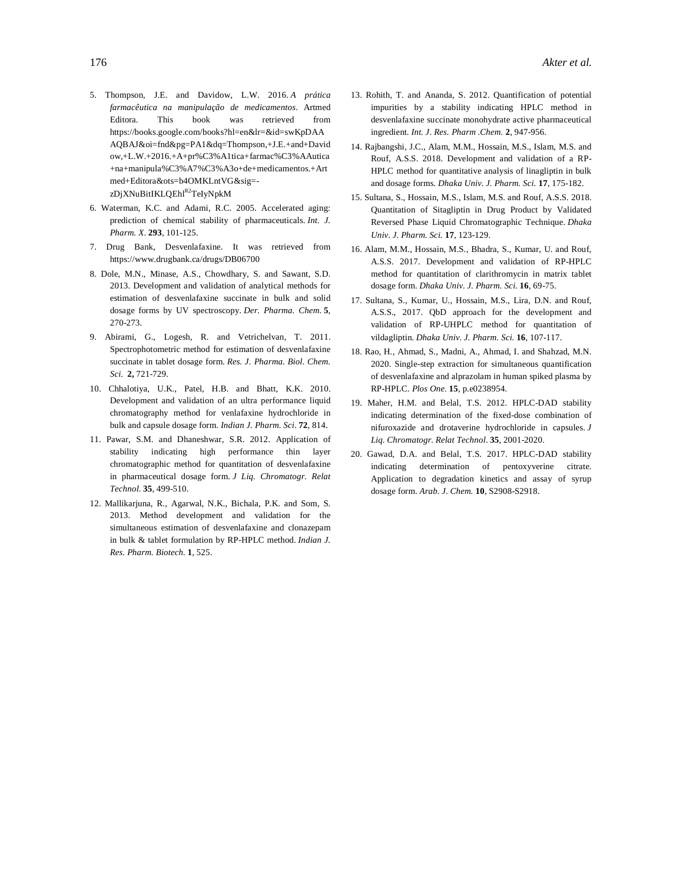5. Thompson, J.E. and Davidow, L.W. 2016. *A prática farmacêutica na manipulação de medicamentos*. Artmed Editora. This book was retrieved from https://books.google.com/books?hl=en&lr=&id=swKpDAAAQBAJ&oi=fnd&pg=PA1&dq=Thompson,+J.E.+and+Davidow,+L.W.+2016.+A+pr%C3%A1tica+farmac%C3%AAutica+na+manipula%C3%A7%C3%A3o+de+medicamentos.+Artmed+Editora&ots=b4OMKLntVG&sig=-zDjXNuBitIKLQEhl[R2]TeIyNpkM

6. Waterman, K.C. and Adami, R.C. 2005. Accelerated aging: prediction of chemical stability of pharmaceuticals. *Int. J. Pharm. X*. **293**, 101-125.

7. Drug Bank, Desvenlafaxine. It was retrieved from https://www.drugbank.ca/drugs/DB06700

8. Dole, M.N., Minase, A.S., Chowdhary, S. and Sawant, S.D. 2013. Development and validation of analytical methods for estimation of desvenlafaxine succinate in bulk and solid dosage forms by UV spectroscopy. *Der. Pharma. Chem.* **5**, 270-273.

9. Abirami, G., Logesh, R. and Vetrichelvan, T. 2011. Spectrophotometric method for estimation of desvenlafaxine succinate in tablet dosage form. *Res. J. Pharma. Biol. Chem. Sci.* **2,** 721-729.

10. Chhalotiya, U.K., Patel, H.B. and Bhatt, K.K. 2010. Development and validation of an ultra performance liquid chromatography method for venlafaxine hydrochloride in bulk and capsule dosage form. *Indian J. Pharm. Sci*. **72**, 814.

11. Pawar, S.M. and Dhaneshwar, S.R. 2012. Application of stability indicating high performance thin layer chromatographic method for quantitation of desvenlafaxine in pharmaceutical dosage form. *J Liq. Chromatogr. Relat Technol*. **35**, 499-510.

12. Mallikarjuna, R., Agarwal, N.K., Bichala, P.K. and Som, S. 2013. Method development and validation for the simultaneous estimation of desvenlafaxine and clonazepam in bulk & tablet formulation by RP-HPLC method. *Indian J. Res. Pharm. Biotech.* **1**, 525.

13. Rohith, T. and Ananda, S. 2012. Quantification of potential impurities by a stability indicating HPLC method in desvenlafaxine succinate monohydrate active pharmaceutical ingredient. *Int. J. Res. Pharm .Chem.* **2**, 947-956.

14. Rajbangshi, J.C., Alam, M.M., Hossain, M.S., Islam, M.S. and Rouf, A.S.S. 2018. Development and validation of a RP-HPLC method for quantitative analysis of linagliptin in bulk and dosage forms. *Dhaka Univ. J. Pharm. Sci.* **17**, 175-182.

15. Sultana, S., Hossain, M.S., Islam, M.S. and Rouf, A.S.S. 2018. Quantitation of Sitagliptin in Drug Product by Validated Reversed Phase Liquid Chromatographic Technique. *Dhaka Univ. J. Pharm. Sci.* **17**, 123-129.

16. Alam, M.M., Hossain, M.S., Bhadra, S., Kumar, U. and Rouf, A.S.S. 2017. Development and validation of RP-HPLC method for quantitation of clarithromycin in matrix tablet dosage form. *Dhaka Univ. J. Pharm. Sci.* **16**, 69-75.

17. Sultana, S., Kumar, U., Hossain, M.S., Lira, D.N. and Rouf, A.S.S., 2017. QbD approach for the development and validation of RP-UHPLC method for quantitation of vildagliptin. *Dhaka Univ. J. Pharm. Sci.* **16**, 107-117.

18. Rao, H., Ahmad, S., Madni, A., Ahmad, I. and Shahzad, M.N. 2020. Single-step extraction for simultaneous quantification of desvenlafaxine and alprazolam in human spiked plasma by RP-HPLC. *Plos One.* **15**, p.e0238954.

19. Maher, H.M. and Belal, T.S. 2012. HPLC-DAD stability indicating determination of the fixed-dose combination of nifuroxazide and drotaverine hydrochloride in capsules. *J Liq. Chromatogr. Relat Technol*. **35**, 2001-2020.

20. Gawad, D.A. and Belal, T.S. 2017. HPLC-DAD stability indicating determination of pentoxyverine citrate. Application to degradation kinetics and assay of syrup dosage form. *Arab. J. Chem.* **10**, S2908-S2918.